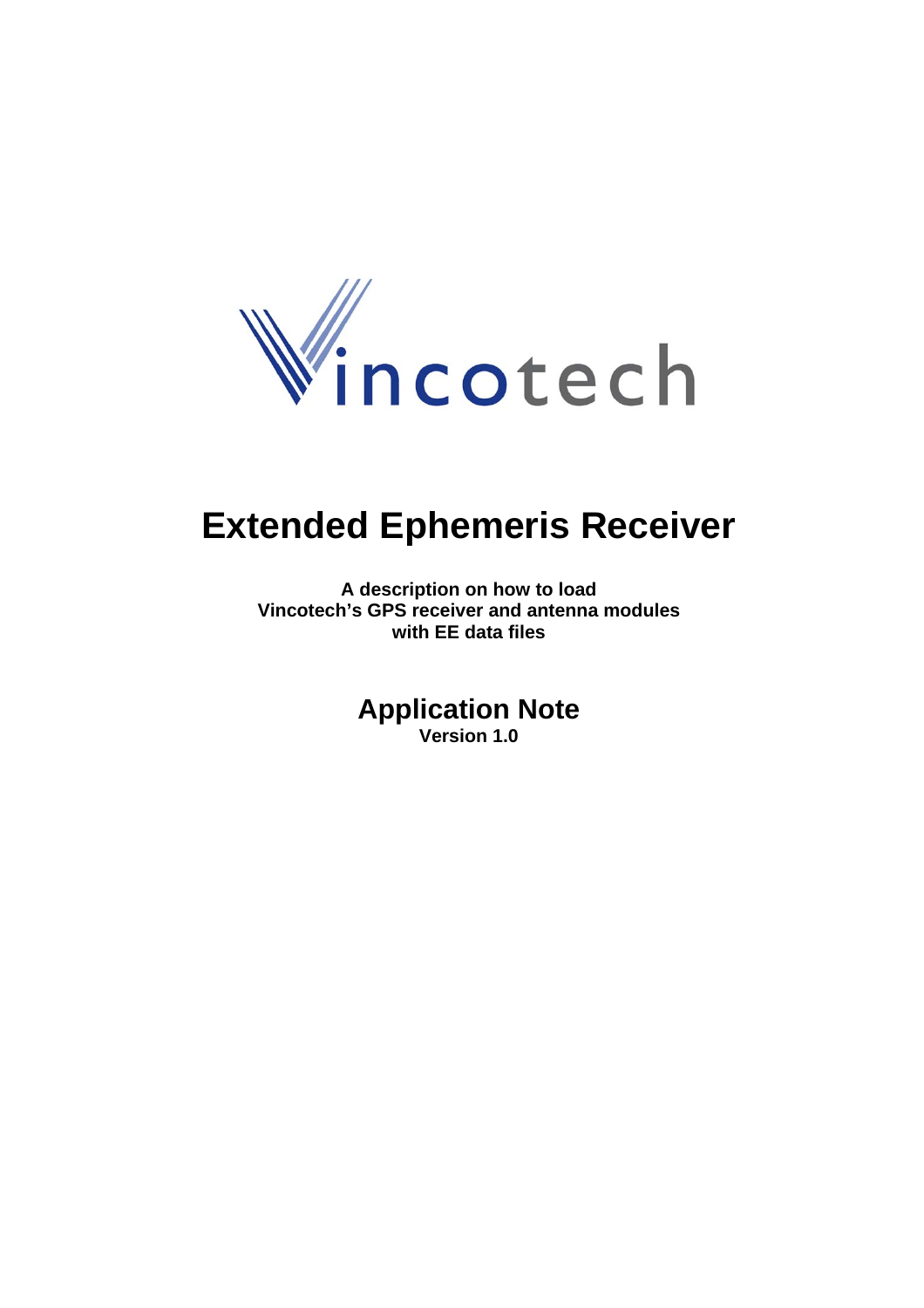Vincotech

# Extended Ephemeris Receiver

**A description on how to load**
**Vincotech's GPS receiver and antenna modules**
**with EE data files**

## Application Note

**Version 1.0**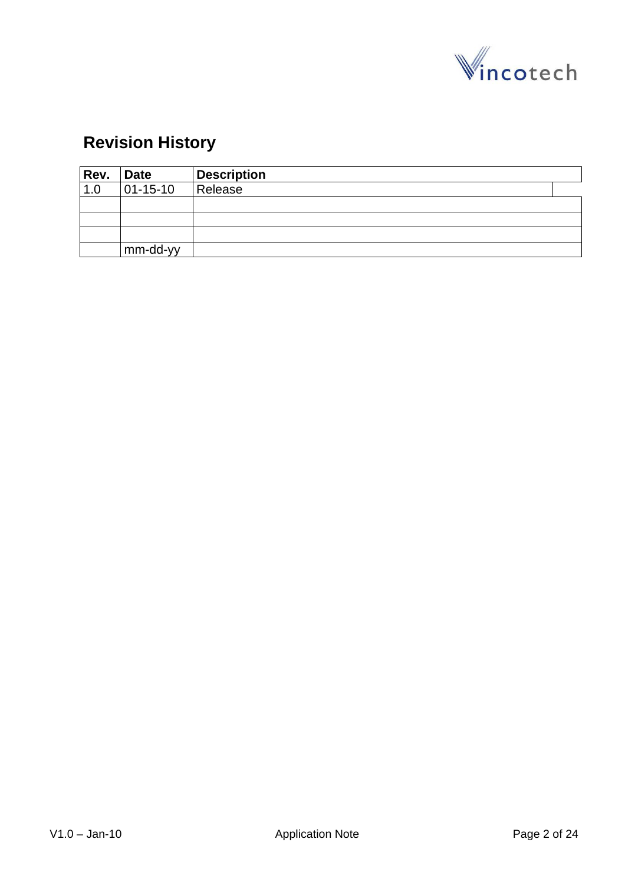## Revision History

| Rev. | Date | Description |
|---|---|---|
| 1.0 | 01-15-10 | Release |
| | | |
| | | |
| | | |
| | mm-dd-yy | |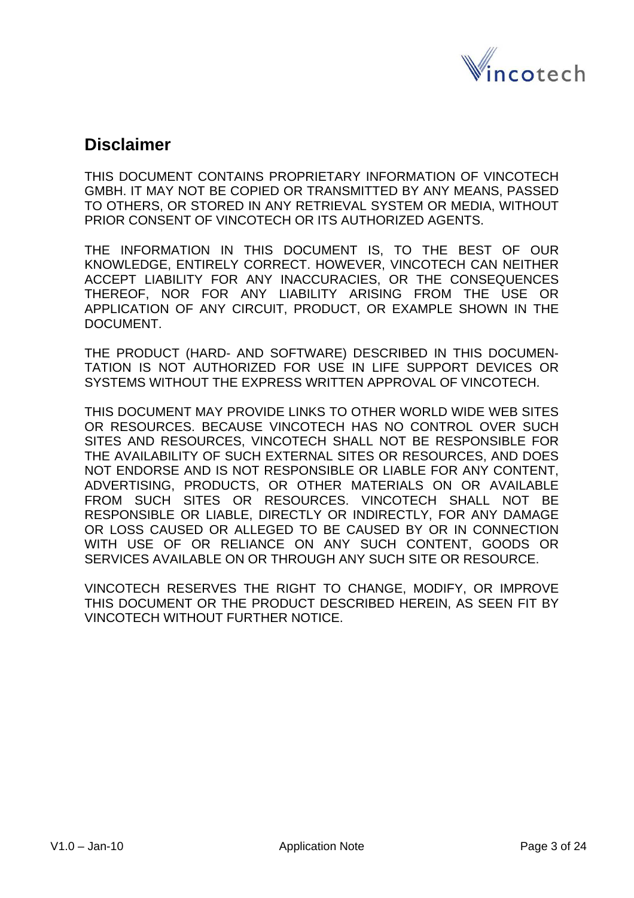## Disclaimer

THIS DOCUMENT CONTAINS PROPRIETARY INFORMATION OF VINCOTECH GMBH. IT MAY NOT BE COPIED OR TRANSMITTED BY ANY MEANS, PASSED TO OTHERS, OR STORED IN ANY RETRIEVAL SYSTEM OR MEDIA, WITHOUT PRIOR CONSENT OF VINCOTECH OR ITS AUTHORIZED AGENTS.

THE INFORMATION IN THIS DOCUMENT IS, TO THE BEST OF OUR KNOWLEDGE, ENTIRELY CORRECT. HOWEVER, VINCOTECH CAN NEITHER ACCEPT LIABILITY FOR ANY INACCURACIES, OR THE CONSEQUENCES THEREOF, NOR FOR ANY LIABILITY ARISING FROM THE USE OR APPLICATION OF ANY CIRCUIT, PRODUCT, OR EXAMPLE SHOWN IN THE DOCUMENT.

THE PRODUCT (HARD- AND SOFTWARE) DESCRIBED IN THIS DOCUMENTATION IS NOT AUTHORIZED FOR USE IN LIFE SUPPORT DEVICES OR SYSTEMS WITHOUT THE EXPRESS WRITTEN APPROVAL OF VINCOTECH.

THIS DOCUMENT MAY PROVIDE LINKS TO OTHER WORLD WIDE WEB SITES OR RESOURCES. BECAUSE VINCOTECH HAS NO CONTROL OVER SUCH SITES AND RESOURCES, VINCOTECH SHALL NOT BE RESPONSIBLE FOR THE AVAILABILITY OF SUCH EXTERNAL SITES OR RESOURCES, AND DOES NOT ENDORSE AND IS NOT RESPONSIBLE OR LIABLE FOR ANY CONTENT, ADVERTISING, PRODUCTS, OR OTHER MATERIALS ON OR AVAILABLE FROM SUCH SITES OR RESOURCES. VINCOTECH SHALL NOT BE RESPONSIBLE OR LIABLE, DIRECTLY OR INDIRECTLY, FOR ANY DAMAGE OR LOSS CAUSED OR ALLEGED TO BE CAUSED BY OR IN CONNECTION WITH USE OF OR RELIANCE ON ANY SUCH CONTENT, GOODS OR SERVICES AVAILABLE ON OR THROUGH ANY SUCH SITE OR RESOURCE.

VINCOTECH RESERVES THE RIGHT TO CHANGE, MODIFY, OR IMPROVE THIS DOCUMENT OR THE PRODUCT DESCRIBED HEREIN, AS SEEN FIT BY VINCOTECH WITHOUT FURTHER NOTICE.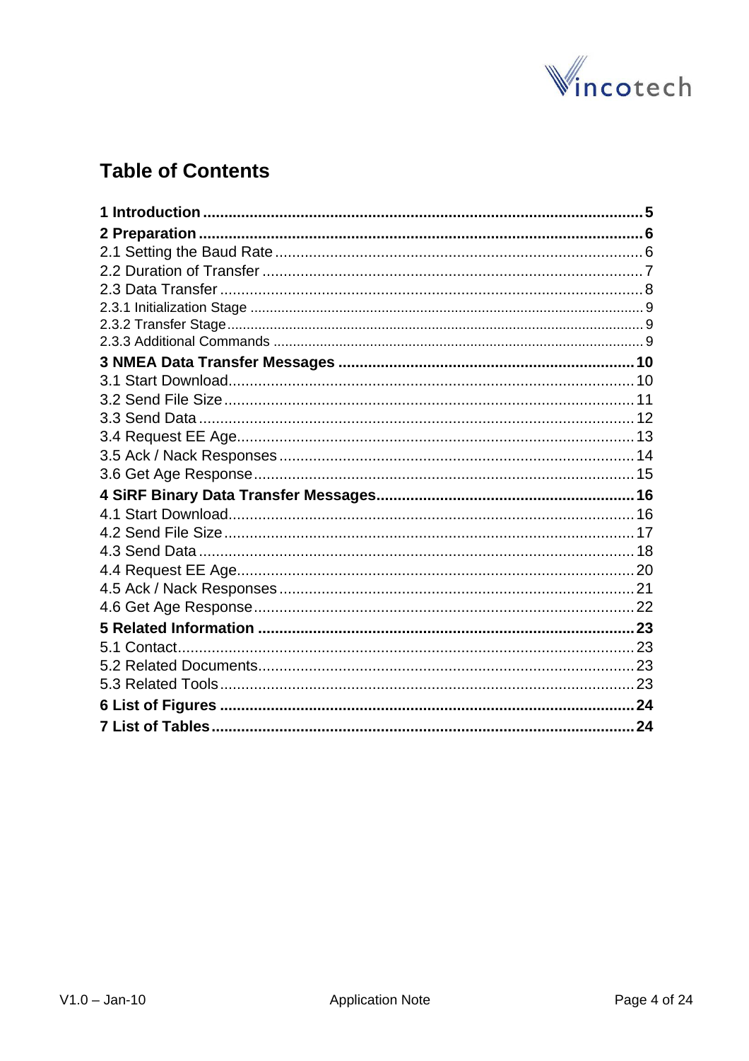# Table of Contents

**1 Introduction ........................................................................................................ 5**

**2 Preparation ......................................................................................................... 6**

2.1 Setting the Baud Rate ....................................................................................... 6

2.2 Duration of Transfer .......................................................................................... 7

2.3 Data Transfer .................................................................................................... 8

2.3.1 Initialization Stage ......................................................................................... 9

2.3.2 Transfer Stage ................................................................................................ 9

2.3.3 Additional Commands ................................................................................... 9

**3 NMEA Data Transfer Messages ...................................................................... 10**

3.1 Start Download ................................................................................................ 10

3.2 Send File Size ................................................................................................. 11

3.3 Send Data ....................................................................................................... 12

3.4 Request EE Age .............................................................................................. 13

3.5 Ack / Nack Responses .................................................................................... 14

3.6 Get Age Response .......................................................................................... 15

**4 SiRF Binary Data Transfer Messages ............................................................ 16**

4.1 Start Download ................................................................................................ 16

4.2 Send File Size ................................................................................................. 17

4.3 Send Data ....................................................................................................... 18

4.4 Request EE Age .............................................................................................. 20

4.5 Ack / Nack Responses .................................................................................... 21

4.6 Get Age Response .......................................................................................... 22

**5 Related Information ......................................................................................... 23**

5.1 Contact ............................................................................................................ 23

5.2 Related Documents ......................................................................................... 23

5.3 Related Tools .................................................................................................. 23

**6 List of Figures .................................................................................................. 24**

**7 List of Tables .................................................................................................... 24**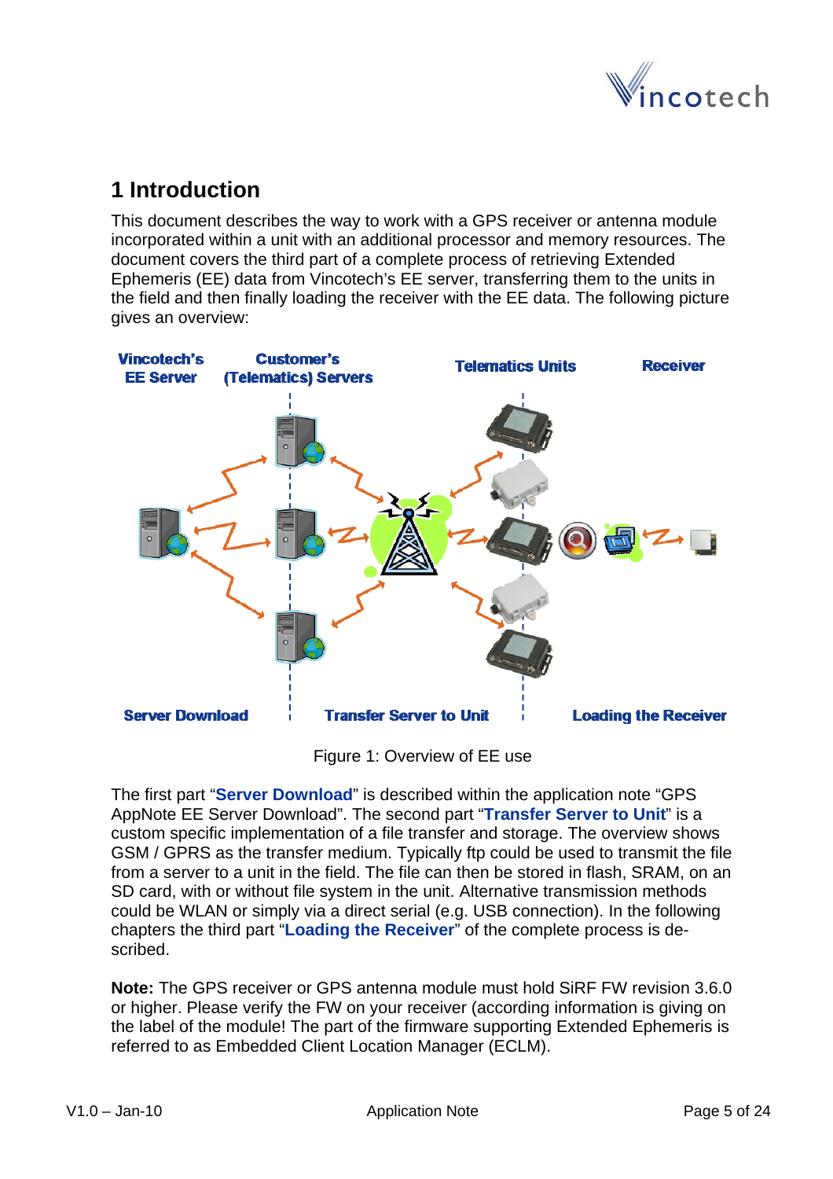# 1 Introduction

This document describes the way to work with a GPS receiver or antenna module incorporated within a unit with an additional processor and memory resources. The document covers the third part of a complete process of retrieving Extended Ephemeris (EE) data from Vincotech's EE server, transferring them to the units in the field and then finally loading the receiver with the EE data. The following picture gives an overview:

Figure 1: Overview of EE use

The first part "**Server Download**" is described within the application note "GPS AppNote EE Server Download". The second part "**Transfer Server to Unit**" is a custom specific implementation of a file transfer and storage. The overview shows GSM / GPRS as the transfer medium. Typically ftp could be used to transmit the file from a server to a unit in the field. The file can then be stored in flash, SRAM, on an SD card, with or without file system in the unit. Alternative transmission methods could be WLAN or simply via a direct serial (e.g. USB connection). In the following chapters the third part "**Loading the Receiver**" of the complete process is described.

**Note:** The GPS receiver or GPS antenna module must hold SiRF FW revision 3.6.0 or higher. Please verify the FW on your receiver (according information is giving on the label of the module! The part of the firmware supporting Extended Ephemeris is referred to as Embedded Client Location Manager (ECLM).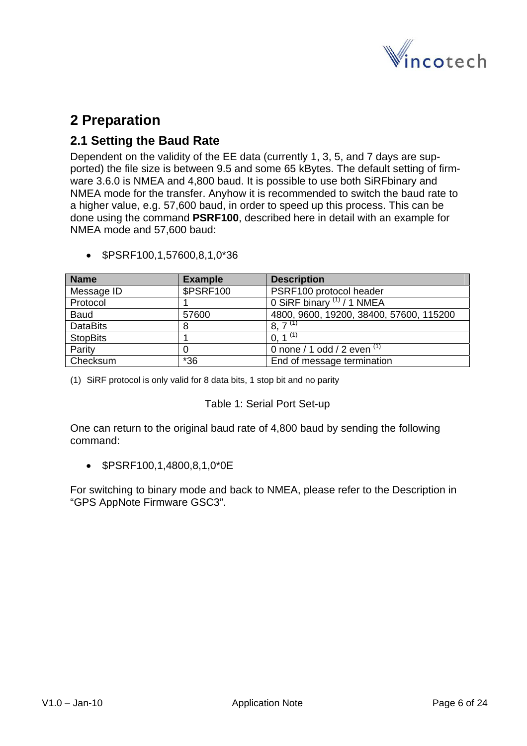# 2 Preparation

## 2.1 Setting the Baud Rate

Dependent on the validity of the EE data (currently 1, 3, 5, and 7 days are supported) the file size is between 9.5 and some 65 kBytes. The default setting of firmware 3.6.0 is NMEA and 4,800 baud. It is possible to use both SiRFbinary and NMEA mode for the transfer. Anyhow it is recommended to switch the baud rate to a higher value, e.g. 57,600 baud, in order to speed up this process. This can be done using the command **PSRF100**, described here in detail with an example for NMEA mode and 57,600 baud:

- $PSRF100,1,57600,8,1,0*36

| Name | Example | Description |
|---|---|---|
| Message ID | $PSRF100 | PSRF100 protocol header |
| Protocol | 1 | 0 SiRF binary (1) / 1 NMEA |
| Baud | 57600 | 4800, 9600, 19200, 38400, 57600, 115200 |
| DataBits | 8 | 8, 7 (1) |
| StopBits | 1 | 0, 1 (1) |
| Parity | 0 | 0 none / 1 odd / 2 even (1) |
| Checksum | *36 | End of message termination |

(1) SiRF protocol is only valid for 8 data bits, 1 stop bit and no parity

Table 1: Serial Port Set-up

One can return to the original baud rate of 4,800 baud by sending the following command:

- $PSRF100,1,4800,8,1,0*0E

For switching to binary mode and back to NMEA, please refer to the Description in “GPS AppNote Firmware GSC3”.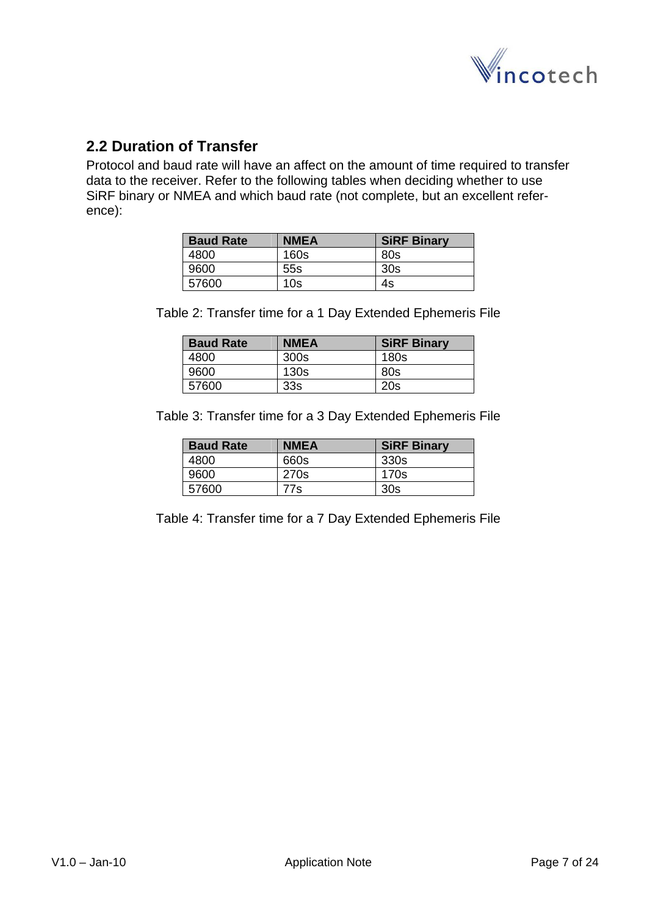## 2.2 Duration of Transfer

Protocol and baud rate will have an affect on the amount of time required to transfer data to the receiver. Refer to the following tables when deciding whether to use SiRF binary or NMEA and which baud rate (not complete, but an excellent reference):

| Baud Rate | NMEA | SiRF Binary |
|---|---|---|
| 4800 | 160s | 80s |
| 9600 | 55s | 30s |
| 57600 | 10s | 4s |

Table 2: Transfer time for a 1 Day Extended Ephemeris File

| Baud Rate | NMEA | SiRF Binary |
|---|---|---|
| 4800 | 300s | 180s |
| 9600 | 130s | 80s |
| 57600 | 33s | 20s |

Table 3: Transfer time for a 3 Day Extended Ephemeris File

| Baud Rate | NMEA | SiRF Binary |
|---|---|---|
| 4800 | 660s | 330s |
| 9600 | 270s | 170s |
| 57600 | 77s | 30s |

Table 4: Transfer time for a 7 Day Extended Ephemeris File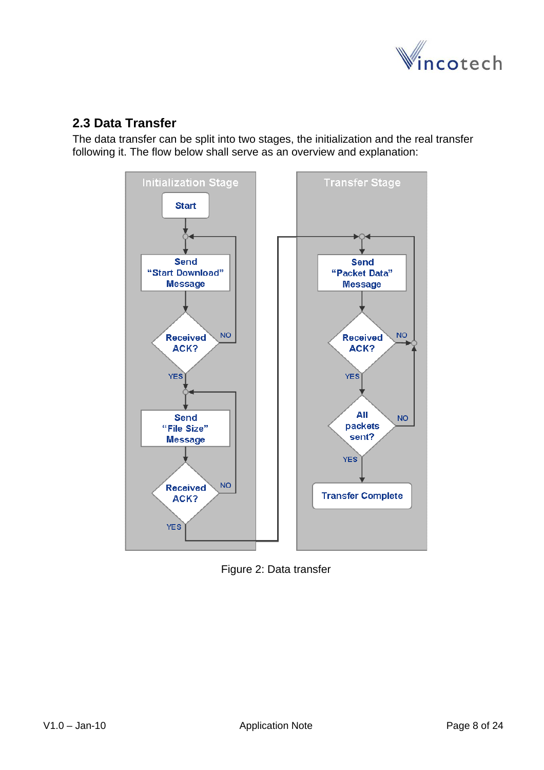## 2.3 Data Transfer

The data transfer can be split into two stages, the initialization and the real transfer following it. The flow below shall serve as an overview and explanation:

Figure 2: Data transfer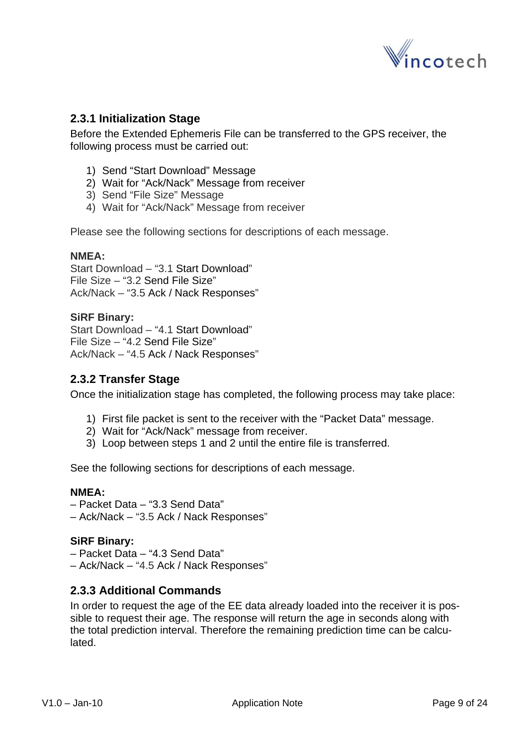### 2.3.1 Initialization Stage

Before the Extended Ephemeris File can be transferred to the GPS receiver, the following process must be carried out:

1) Send “Start Download” Message
2) Wait for “Ack/Nack” Message from receiver
3) Send “File Size” Message
4) Wait for “Ack/Nack” Message from receiver

Please see the following sections for descriptions of each message.

**NMEA:**
Start Download – “3.1 Start Download”
File Size – “3.2 Send File Size”
Ack/Nack – “3.5 Ack / Nack Responses”

**SiRF Binary:**
Start Download – “4.1 Start Download”
File Size – “4.2 Send File Size”
Ack/Nack – “4.5 Ack / Nack Responses”

### 2.3.2 Transfer Stage

Once the initialization stage has completed, the following process may take place:

1) First file packet is sent to the receiver with the “Packet Data” message.
2) Wait for “Ack/Nack” message from receiver.
3) Loop between steps 1 and 2 until the entire file is transferred.

See the following sections for descriptions of each message.

**NMEA:**
– Packet Data – “3.3 Send Data”
– Ack/Nack – “3.5 Ack / Nack Responses”

**SiRF Binary:**
– Packet Data – “4.3 Send Data”
– Ack/Nack – “4.5 Ack / Nack Responses”

### 2.3.3 Additional Commands

In order to request the age of the EE data already loaded into the receiver it is possible to request their age. The response will return the age in seconds along with the total prediction interval. Therefore the remaining prediction time can be calculated.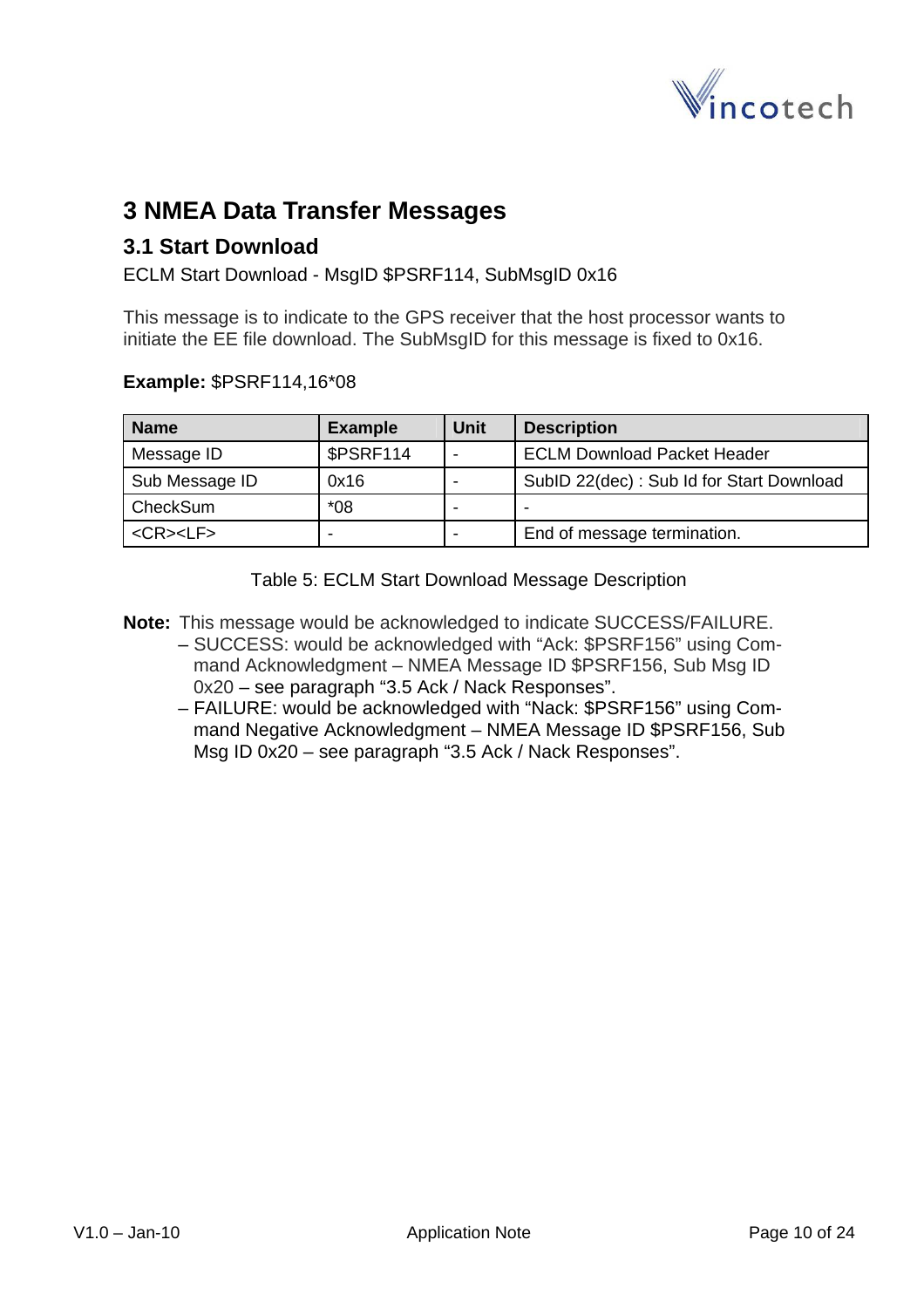# 3 NMEA Data Transfer Messages

## 3.1 Start Download

ECLM Start Download - MsgID $PSRF114, SubMsgID 0x16

This message is to indicate to the GPS receiver that the host processor wants to initiate the EE file download. The SubMsgID for this message is fixed to 0x16.

**Example:** $PSRF114,16*08

| Name | Example | Unit | Description |
|---|---|---|---|
| Message ID | $PSRF114 | - | ECLM Download Packet Header |
| Sub Message ID | 0x16 | - | SubID 22(dec) : Sub Id for Start Download |
| CheckSum | *08 | - | - |
| <CR><LF> | - | - | End of message termination. |

Table 5: ECLM Start Download Message Description

**Note:** This message would be acknowledged to indicate SUCCESS/FAILURE.

- SUCCESS: would be acknowledged with “Ack: $PSRF156” using Command Acknowledgment – NMEA Message ID $PSRF156, Sub Msg ID 0x20 – see paragraph “3.5 Ack / Nack Responses”.
- FAILURE: would be acknowledged with “Nack: $PSRF156” using Command Negative Acknowledgment – NMEA Message ID $PSRF156, Sub Msg ID 0x20 – see paragraph “3.5 Ack / Nack Responses”.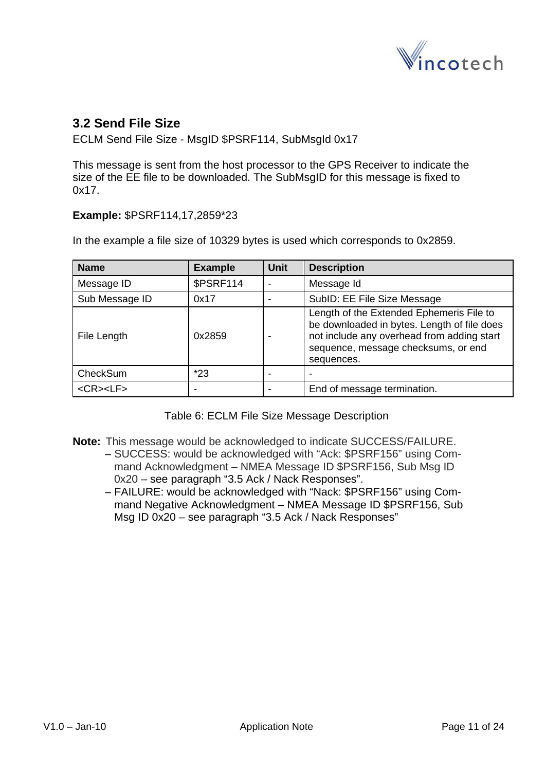## 3.2 Send File Size

ECLM Send File Size - MsgID $PSRF114, SubMsgId 0x17

This message is sent from the host processor to the GPS Receiver to indicate the size of the EE file to be downloaded. The SubMsgID for this message is fixed to 0x17.

**Example:** $PSRF114,17,2859*23

In the example a file size of 10329 bytes is used which corresponds to 0x2859.

| Name | Example | Unit | Description |
|---|---|---|---|
| Message ID | $PSRF114 | - | Message Id |
| Sub Message ID | 0x17 | - | SubID: EE File Size Message |
| File Length | 0x2859 | - | Length of the Extended Ephemeris File to be downloaded in bytes. Length of file does not include any overhead from adding start sequence, message checksums, or end sequences. |
| CheckSum | *23 | - | - |
| <CR><LF> | - | - | End of message termination. |

Table 6: ECLM File Size Message Description

**Note:** This message would be acknowledged to indicate SUCCESS/FAILURE.

- SUCCESS: would be acknowledged with “Ack: $PSRF156” using Command Acknowledgment – NMEA Message ID $PSRF156, Sub Msg ID 0x20 – see paragraph “3.5 Ack / Nack Responses”.
- FAILURE: would be acknowledged with “Nack: $PSRF156” using Command Negative Acknowledgment – NMEA Message ID $PSRF156, Sub Msg ID 0x20 – see paragraph “3.5 Ack / Nack Responses”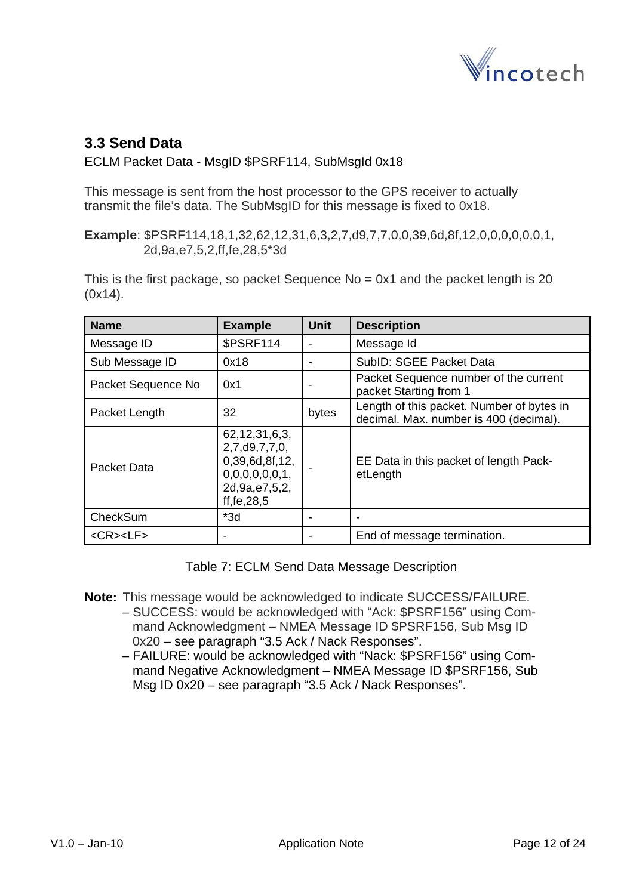### 3.3 Send Data

ECLM Packet Data - MsgID $PSRF114, SubMsgId 0x18

This message is sent from the host processor to the GPS receiver to actually transmit the file's data. The SubMsgID for this message is fixed to 0x18.

**Example**: $PSRF114,18,1,32,62,12,31,6,3,2,7,d9,7,7,0,0,39,6d,8f,12,0,0,0,0,0,0,1, 2d,9a,e7,5,2,ff,fe,28,5*3d

This is the first package, so packet Sequence No = 0x1 and the packet length is 20 (0x14).

| Name | Example | Unit | Description |
|---|---|---|---|
| Message ID | $PSRF114 | - | Message Id |
| Sub Message ID | 0x18 | - | SubID: SGEE Packet Data |
| Packet Sequence No | 0x1 | - | Packet Sequence number of the current packet Starting from 1 |
| Packet Length | 32 | bytes | Length of this packet. Number of bytes in decimal. Max. number is 400 (decimal). |
| Packet Data | 62,12,31,6,3, 2,7,d9,7,7,0, 0,39,6d,8f,12, 0,0,0,0,0,0,1, 2d,9a,e7,5,2, ff,fe,28,5 | - | EE Data in this packet of length PacketLength |
| CheckSum | *3d | - | - |
| <CR><LF> | - | - | End of message termination. |

Table 7: ECLM Send Data Message Description

**Note:** This message would be acknowledged to indicate SUCCESS/FAILURE.

- SUCCESS: would be acknowledged with "Ack: $PSRF156" using Command Acknowledgment – NMEA Message ID $PSRF156, Sub Msg ID 0x20 – see paragraph "3.5 Ack / Nack Responses".
- FAILURE: would be acknowledged with "Nack: $PSRF156" using Command Negative Acknowledgment – NMEA Message ID $PSRF156, Sub Msg ID 0x20 – see paragraph "3.5 Ack / Nack Responses".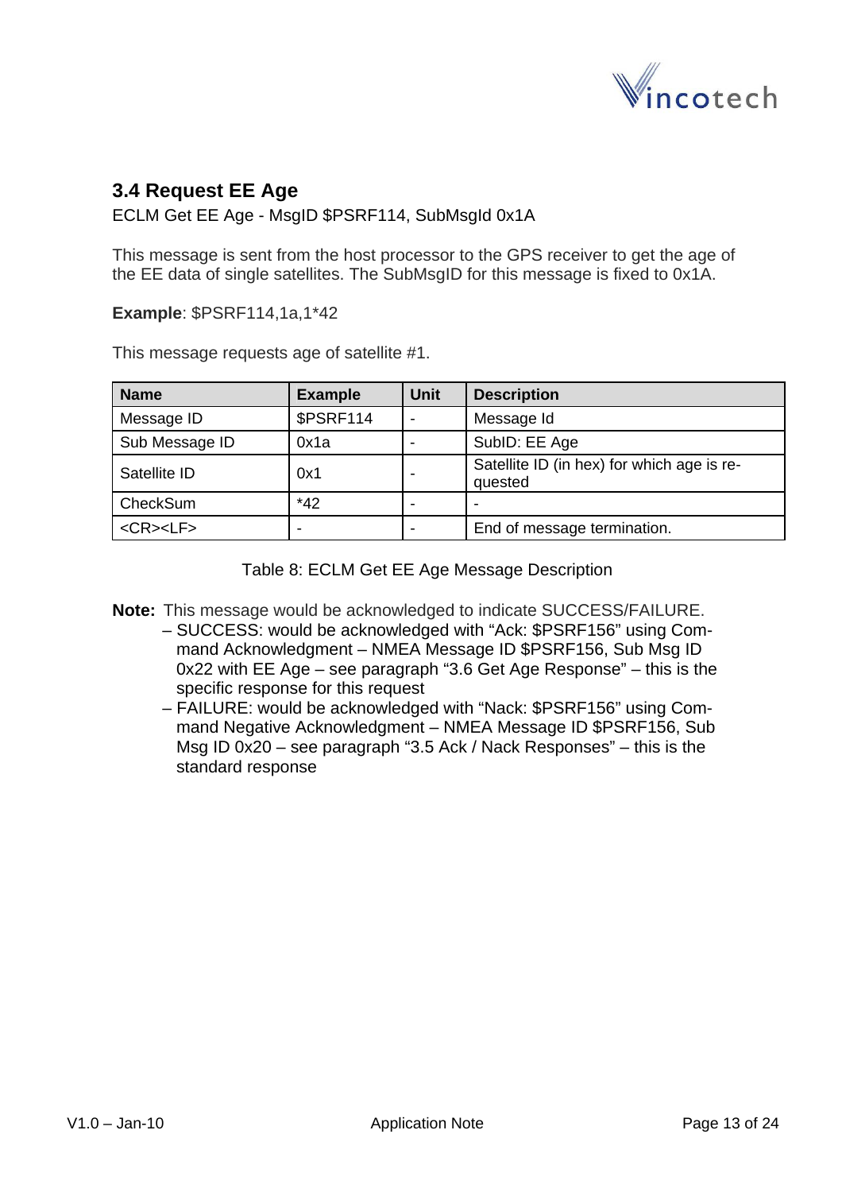## 3.4 Request EE Age

ECLM Get EE Age - MsgID $PSRF114, SubMsgId 0x1A

This message is sent from the host processor to the GPS receiver to get the age of the EE data of single satellites. The SubMsgID for this message is fixed to 0x1A.

**Example**: $PSRF114,1a,1*42

This message requests age of satellite #1.

| Name | Example | Unit | Description |
|---|---|---|---|
| Message ID | $PSRF114 | - | Message Id |
| Sub Message ID | 0x1a | - | SubID: EE Age |
| Satellite ID | 0x1 | - | Satellite ID (in hex) for which age is requested |
| CheckSum | *42 | - | - |
| <CR><LF> | - | - | End of message termination. |

Table 8: ECLM Get EE Age Message Description

**Note:** This message would be acknowledged to indicate SUCCESS/FAILURE.

- SUCCESS: would be acknowledged with “Ack: $PSRF156” using Command Acknowledgment – NMEA Message ID $PSRF156, Sub Msg ID 0x22 with EE Age – see paragraph “3.6 Get Age Response” – this is the specific response for this request
- FAILURE: would be acknowledged with “Nack: $PSRF156” using Command Negative Acknowledgment – NMEA Message ID $PSRF156, Sub Msg ID 0x20 – see paragraph “3.5 Ack / Nack Responses” – this is the standard response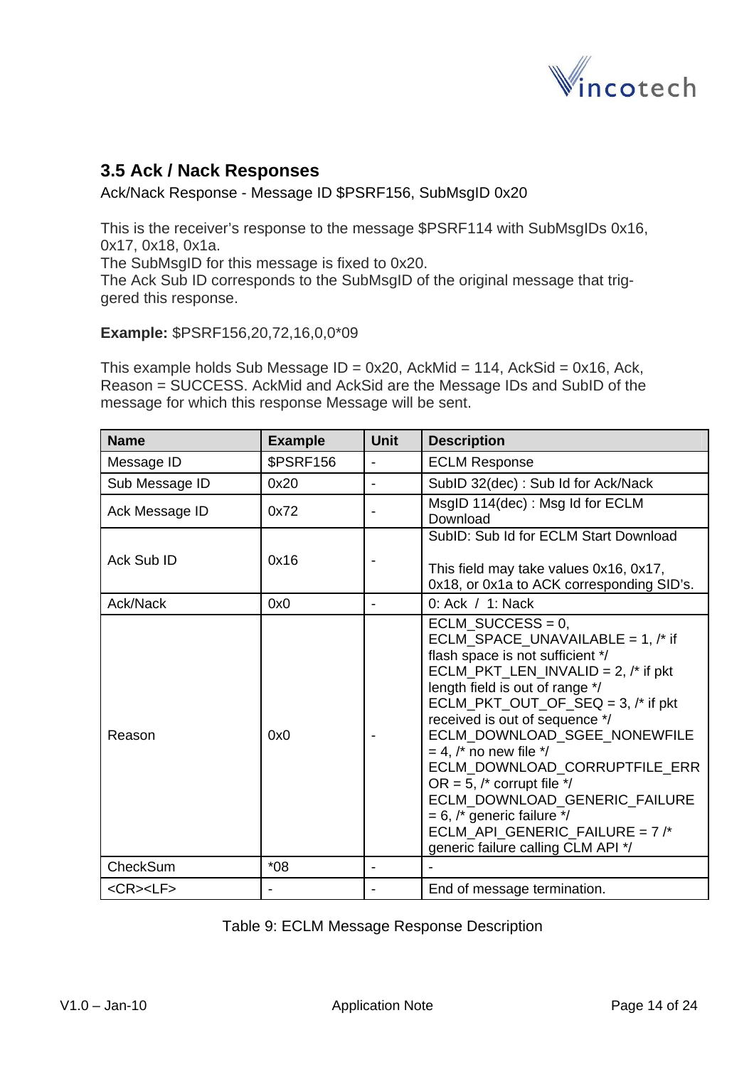## 3.5 Ack / Nack Responses

Ack/Nack Response - Message ID $PSRF156, SubMsgID 0x20

This is the receiver's response to the message $PSRF114 with SubMsgIDs 0x16, 0x17, 0x18, 0x1a.
The SubMsgID for this message is fixed to 0x20.
The Ack Sub ID corresponds to the SubMsgID of the original message that triggered this response.

**Example:** $PSRF156,20,72,16,0,0*09

This example holds Sub Message ID = 0x20, AckMid = 114, AckSid = 0x16, Ack, Reason = SUCCESS. AckMid and AckSid are the Message IDs and SubID of the message for which this response Message will be sent.

| Name | Example | Unit | Description |
|---|---|---|---|
| Message ID | $PSRF156 | - | ECLM Response |
| Sub Message ID | 0x20 | - | SubID 32(dec) : Sub Id for Ack/Nack |
| Ack Message ID | 0x72 | - | MsgID 114(dec) : Msg Id for ECLM Download |
| Ack Sub ID | 0x16 | - | SubID: Sub Id for ECLM Start Download<br><br>This field may take values 0x16, 0x17, 0x18, or 0x1a to ACK corresponding SID's. |
| Ack/Nack | 0x0 | - | 0: Ack / 1: Nack |
| Reason | 0x0 | - | ECLM_SUCCESS = 0, ECLM_SPACE_UNAVAILABLE = 1, /* if flash space is not sufficient */ ECLM_PKT_LEN_INVALID = 2, /* if pkt length field is out of range */ ECLM_PKT_OUT_OF_SEQ = 3, /* if pkt received is out of sequence */ ECLM_DOWNLOAD_SGEE_NONEWFILE = 4, /* no new file */ ECLM_DOWNLOAD_CORRUPTFILE_ERROR = 5, /* corrupt file */ ECLM_DOWNLOAD_GENERIC_FAILURE = 6, /* generic failure */ ECLM_API_GENERIC_FAILURE = 7 /* generic failure calling CLM API */ |
| CheckSum | *08 | - | - |
| <CR><LF> | - | - | End of message termination. |

Table 9: ECLM Message Response Description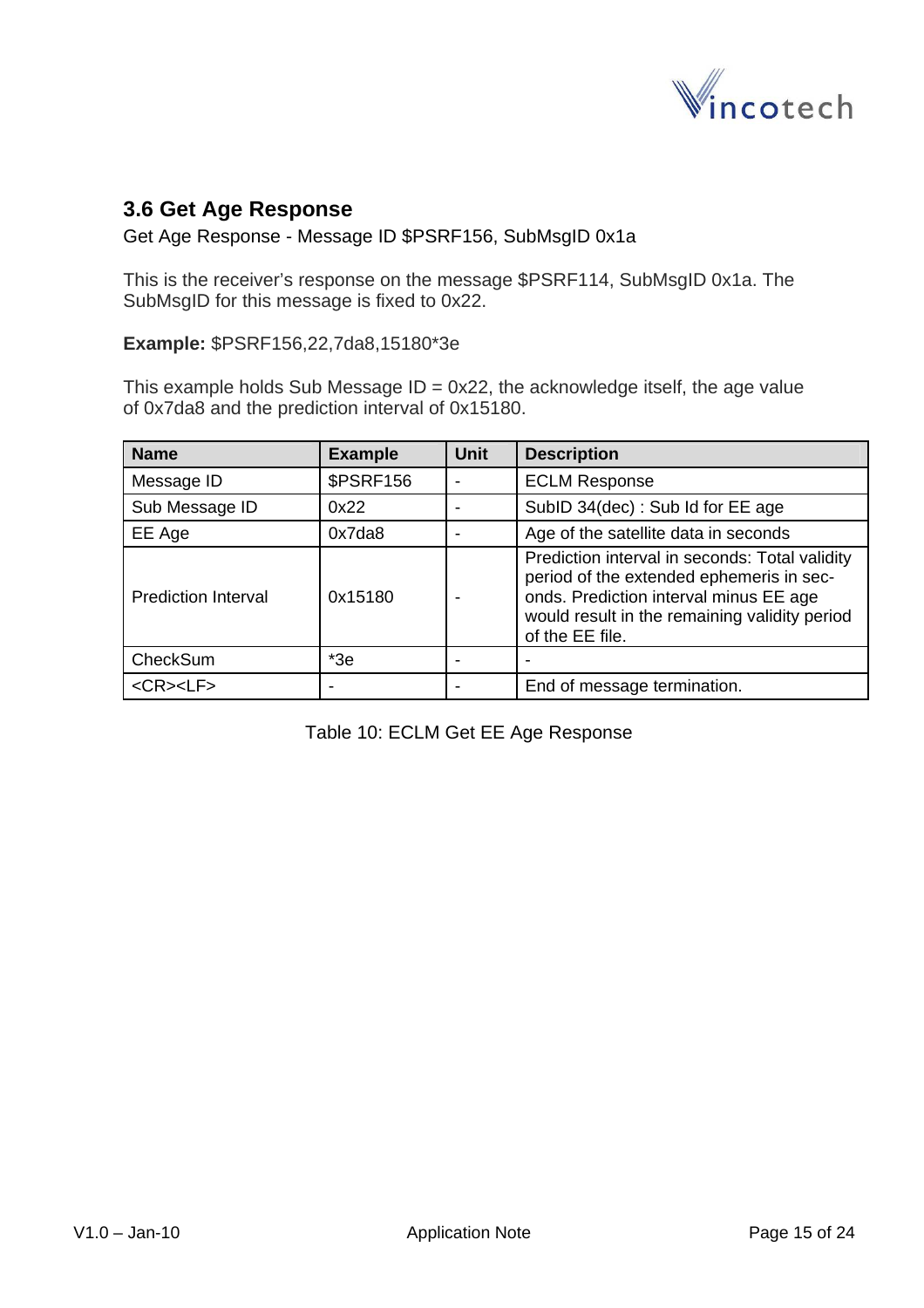## 3.6 Get Age Response

Get Age Response - Message ID $PSRF156, SubMsgID 0x1a

This is the receiver's response on the message $PSRF114, SubMsgID 0x1a. The SubMsgID for this message is fixed to 0x22.

**Example:** $PSRF156,22,7da8,15180*3e

This example holds Sub Message ID = 0x22, the acknowledge itself, the age value of 0x7da8 and the prediction interval of 0x15180.

| Name | Example | Unit | Description |
|---|---|---|---|
| Message ID | $PSRF156 | - | ECLM Response |
| Sub Message ID | 0x22 | - | SubID 34(dec) : Sub Id for EE age |
| EE Age | 0x7da8 | - | Age of the satellite data in seconds |
| Prediction Interval | 0x15180 | - | Prediction interval in seconds: Total validity period of the extended ephemeris in seconds. Prediction interval minus EE age would result in the remaining validity period of the EE file. |
| CheckSum | *3e | - | - |
| <CR><LF> | - | - | End of message termination. |

Table 10: ECLM Get EE Age Response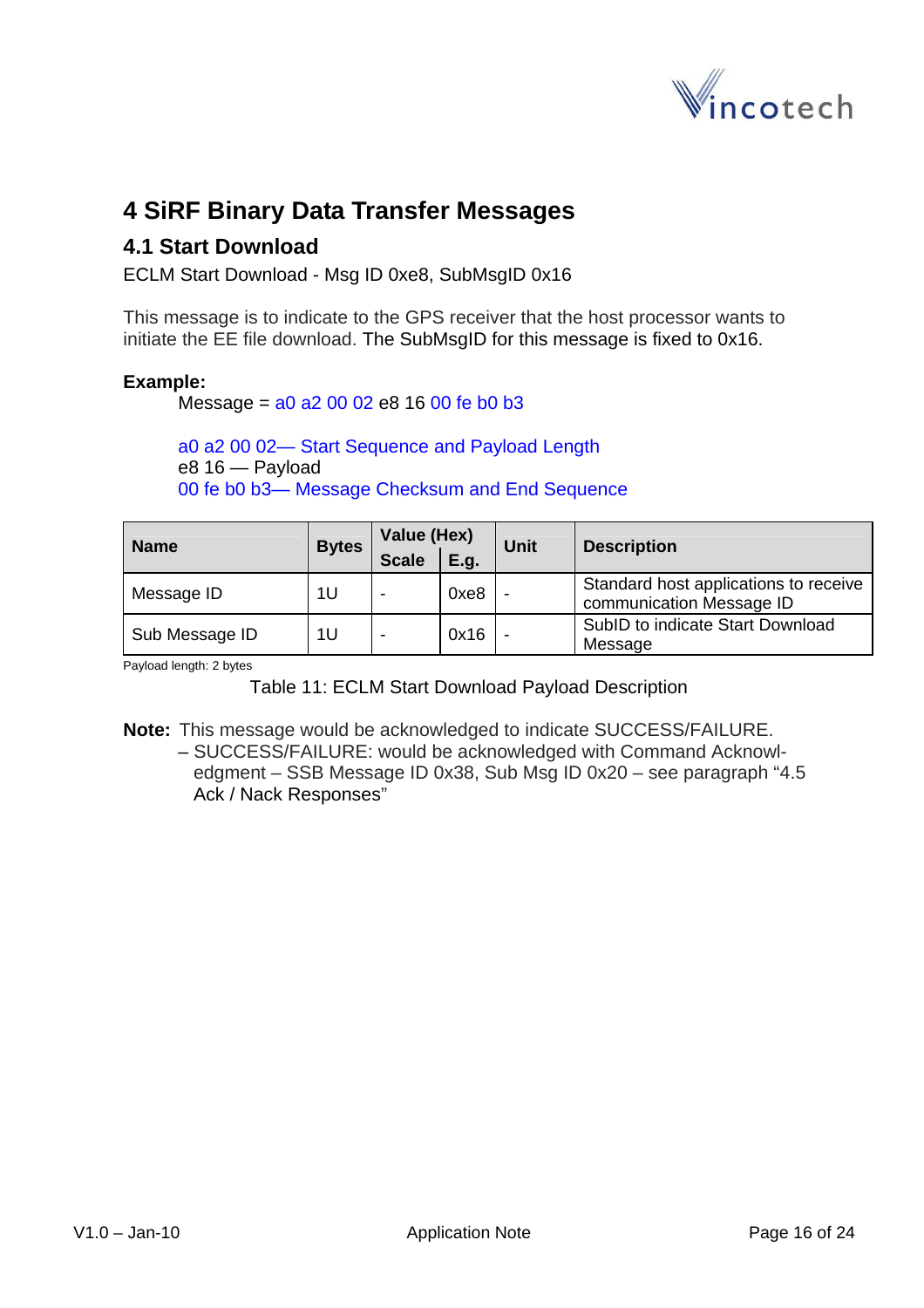# 4 SiRF Binary Data Transfer Messages

## 4.1 Start Download

ECLM Start Download - Msg ID 0xe8, SubMsgID 0x16

This message is to indicate to the GPS receiver that the host processor wants to initiate the EE file download. The SubMsgID for this message is fixed to 0x16.

**Example:**

Message = a0 a2 00 02 e8 16 00 fe b0 b3

a0 a2 00 02— Start Sequence and Payload Length
e8 16 — Payload
00 fe b0 b3— Message Checksum and End Sequence

| Name | Bytes | Value (Hex) | | Unit | Description |
|---|---|---|---|---|---|
| | | Scale | E.g. | | |
| Message ID | 1U | - | 0xe8 | - | Standard host applications to receive communication Message ID |
| Sub Message ID | 1U | - | 0x16 | - | SubID to indicate Start Download Message |

Payload length: 2 bytes

Table 11: ECLM Start Download Payload Description

**Note:** This message would be acknowledged to indicate SUCCESS/FAILURE.
– SUCCESS/FAILURE: would be acknowledged with Command Acknowledgment – SSB Message ID 0x38, Sub Msg ID 0x20 – see paragraph "4.5 Ack / Nack Responses"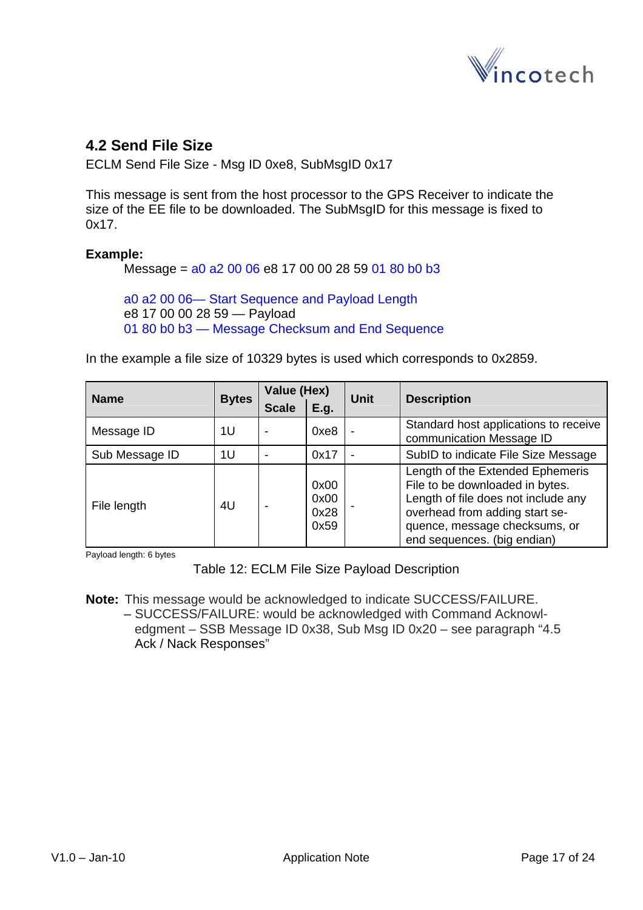## 4.2 Send File Size

ECLM Send File Size - Msg ID 0xe8, SubMsgID 0x17

This message is sent from the host processor to the GPS Receiver to indicate the size of the EE file to be downloaded. The SubMsgID for this message is fixed to 0x17.

**Example:**

Message = a0 a2 00 06 e8 17 00 00 28 59 01 80 b0 b3

a0 a2 00 06— Start Sequence and Payload Length
e8 17 00 00 28 59 — Payload
01 80 b0 b3 — Message Checksum and End Sequence

In the example a file size of 10329 bytes is used which corresponds to 0x2859.

| Name | Bytes | Value (Hex) | | Unit | Description |
|---|---|---|---|---|---|
| | | Scale | E.g. | | |
| Message ID | 1U | - | 0xe8 | - | Standard host applications to receive communication Message ID |
| Sub Message ID | 1U | - | 0x17 | - | SubID to indicate File Size Message |
| File length | 4U | - | 0x00 0x00 0x28 0x59 | - | Length of the Extended Ephemeris File to be downloaded in bytes. Length of file does not include any overhead from adding start sequence, message checksums, or end sequences. (big endian) |

Payload length: 6 bytes

Table 12: ECLM File Size Payload Description

**Note:** This message would be acknowledged to indicate SUCCESS/FAILURE.
– SUCCESS/FAILURE: would be acknowledged with Command Acknowledgment – SSB Message ID 0x38, Sub Msg ID 0x20 – see paragraph “4.5 Ack / Nack Responses”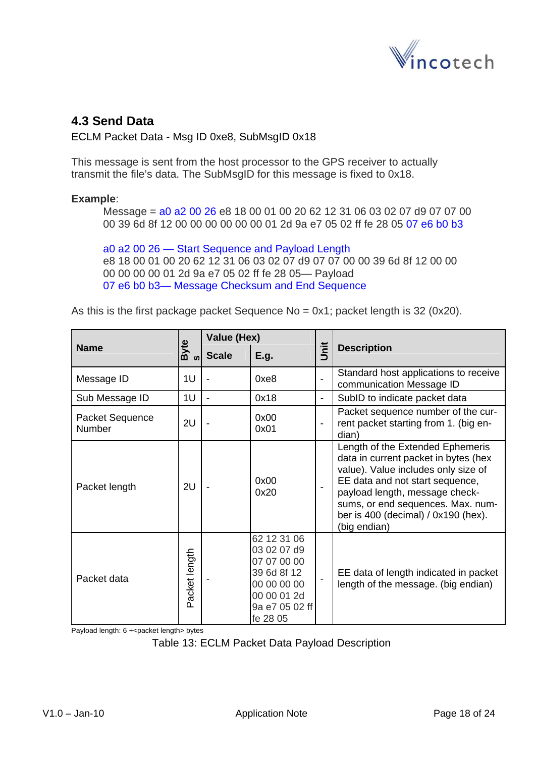## 4.3 Send Data

ECLM Packet Data - Msg ID 0xe8, SubMsgID 0x18

This message is sent from the host processor to the GPS receiver to actually transmit the file's data. The SubMsgID for this message is fixed to 0x18.

**Example**:

Message = a0 a2 00 26 e8 18 00 01 00 20 62 12 31 06 03 02 07 d9 07 07 00 00 39 6d 8f 12 00 00 00 00 00 00 01 2d 9a e7 05 02 ff fe 28 05 07 e6 b0 b3

a0 a2 00 26 — Start Sequence and Payload Length
e8 18 00 01 00 20 62 12 31 06 03 02 07 d9 07 07 00 00 39 6d 8f 12 00 00 00 00 00 00 01 2d 9a e7 05 02 ff fe 28 05— Payload
07 e6 b0 b3— Message Checksum and End Sequence

As this is the first package packet Sequence No = 0x1; packet length is 32 (0x20).

| Name | Bytes | Value (Hex) | | Unit | Description |
|---|---|---|---|---|---|
| | | Scale | E.g. | | |
| Message ID | 1U | - | 0xe8 | - | Standard host applications to receive communication Message ID |
| Sub Message ID | 1U | - | 0x18 | - | SubID to indicate packet data |
| Packet Sequence Number | 2U | - | 0x00 0x01 | - | Packet sequence number of the current packet starting from 1. (big endian) |
| Packet length | 2U | - | 0x00 0x20 | - | Length of the Extended Ephemeris data in current packet in bytes (hex value). Value includes only size of EE data and not start sequence, payload length, message checksums, or end sequences. Max. number is 400 (decimal) / 0x190 (hex). (big endian) |
| Packet data | Packet length | - | 62 12 31 06 03 02 07 d9 07 07 00 00 39 6d 8f 12 00 00 00 00 00 00 01 2d 9a e7 05 02 ff fe 28 05 | - | EE data of length indicated in packet length of the message. (big endian) |

Payload length: 6 +<packet length> bytes

Table 13: ECLM Packet Data Payload Description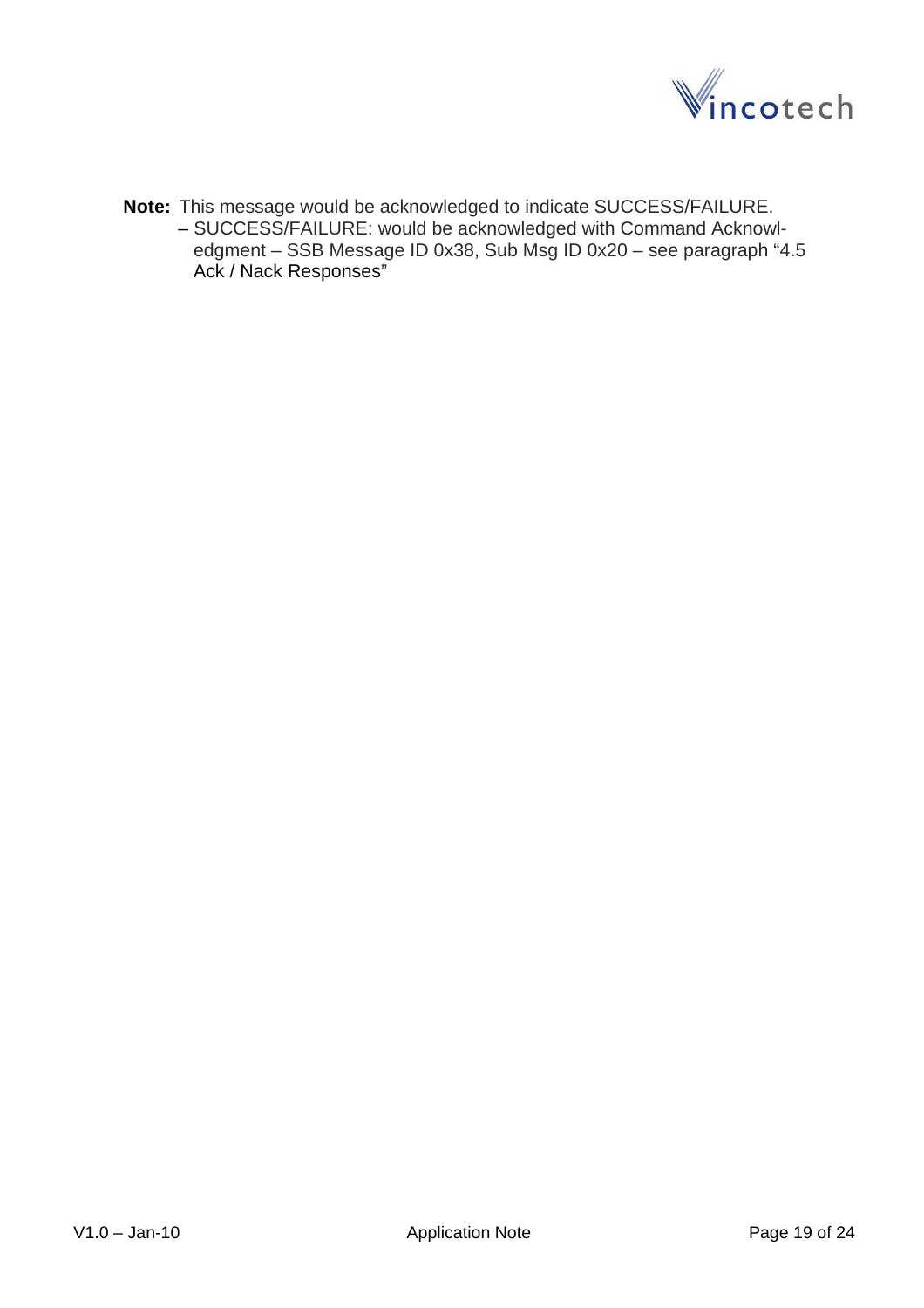**Note:** This message would be acknowledged to indicate SUCCESS/FAILURE.
– SUCCESS/FAILURE: would be acknowledged with Command Acknowledgment – SSB Message ID 0x38, Sub Msg ID 0x20 – see paragraph "4.5 Ack / Nack Responses"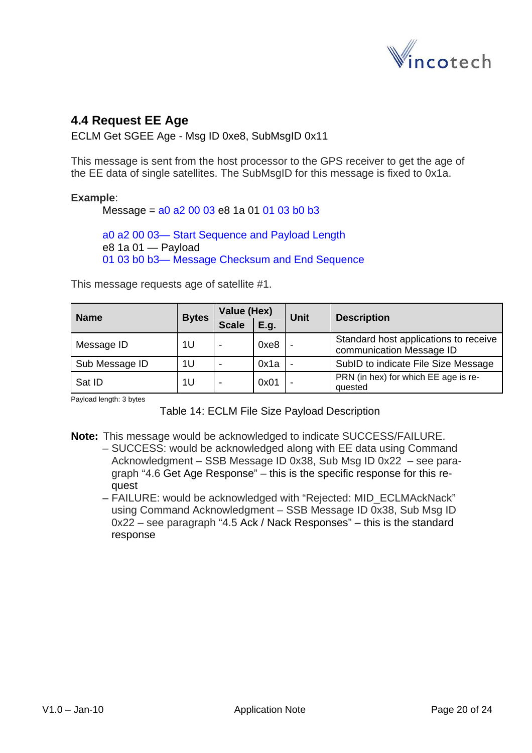## 4.4 Request EE Age

ECLM Get SGEE Age - Msg ID 0xe8, SubMsgID 0x11

This message is sent from the host processor to the GPS receiver to get the age of the EE data of single satellites. The SubMsgID for this message is fixed to 0x1a.

**Example**:

Message = a0 a2 00 03 e8 1a 01 01 03 b0 b3

a0 a2 00 03— Start Sequence and Payload Length
e8 1a 01 — Payload
01 03 b0 b3— Message Checksum and End Sequence

This message requests age of satellite #1.

| Name | Bytes | Value (Hex) | | Unit | Description |
|---|---|---|---|---|---|
| | | Scale | E.g. | | |
| Message ID | 1U | - | 0xe8 | - | Standard host applications to receive communication Message ID |
| Sub Message ID | 1U | - | 0x1a | - | SubID to indicate File Size Message |
| Sat ID | 1U | - | 0x01 | - | PRN (in hex) for which EE age is requested |

Payload length: 3 bytes

Table 14: ECLM File Size Payload Description

**Note:** This message would be acknowledged to indicate SUCCESS/FAILURE.

- SUCCESS: would be acknowledged along with EE data using Command Acknowledgment – SSB Message ID 0x38, Sub Msg ID 0x22 – see paragraph “4.6 Get Age Response” – this is the specific response for this request
- FAILURE: would be acknowledged with “Rejected: MID_ECLMAckNack” using Command Acknowledgment – SSB Message ID 0x38, Sub Msg ID 0x22 – see paragraph “4.5 Ack / Nack Responses” – this is the standard response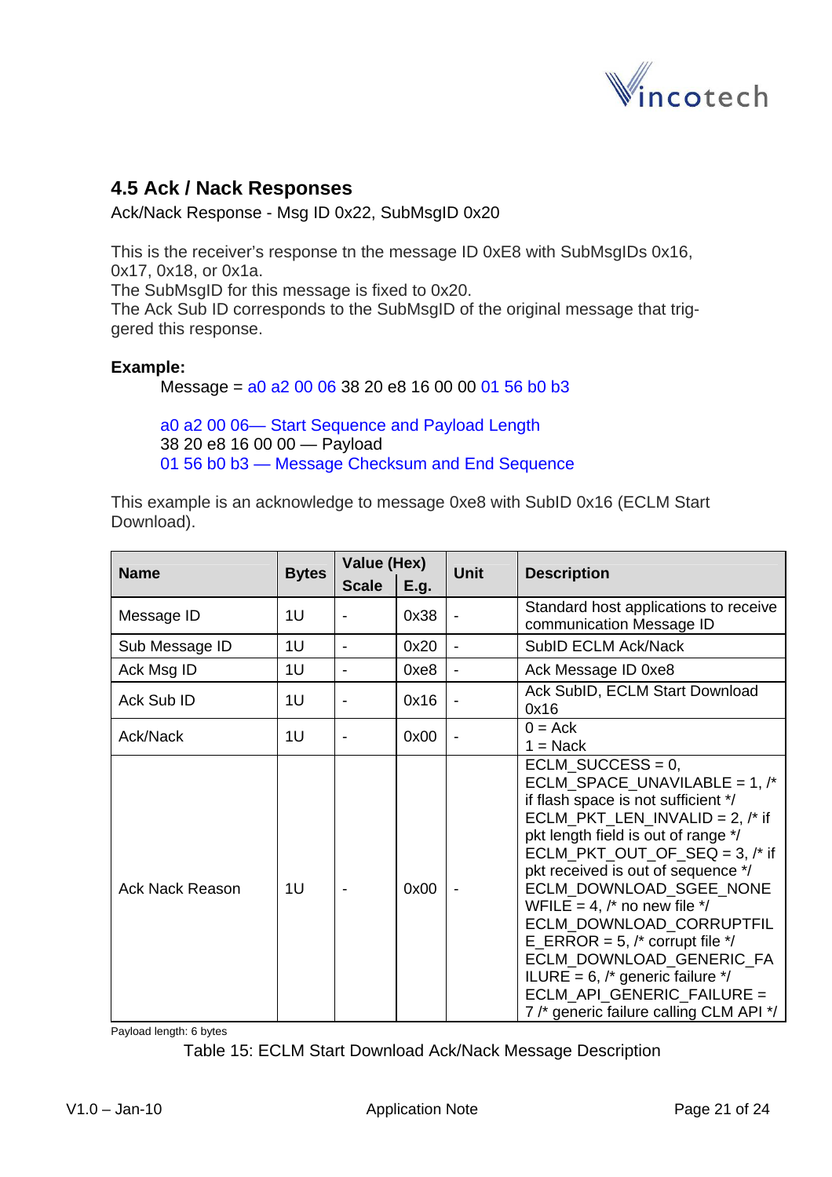## 4.5 Ack / Nack Responses

Ack/Nack Response - Msg ID 0x22, SubMsgID 0x20

This is the receiver's response tn the message ID 0xE8 with SubMsgIDs 0x16, 0x17, 0x18, or 0x1a.
The SubMsgID for this message is fixed to 0x20.
The Ack Sub ID corresponds to the SubMsgID of the original message that triggered this response.

**Example:**

Message = a0 a2 00 06 38 20 e8 16 00 00 01 56 b0 b3

a0 a2 00 06— Start Sequence and Payload Length
38 20 e8 16 00 00 — Payload
01 56 b0 b3 — Message Checksum and End Sequence

This example is an acknowledge to message 0xe8 with SubID 0x16 (ECLM Start Download).

| Name | Bytes | Value (Hex) | | Unit | Description |
|---|---|---|---|---|---|
| | | Scale | E.g. | | |
| Message ID | 1U | - | 0x38 | - | Standard host applications to receive communication Message ID |
| Sub Message ID | 1U | - | 0x20 | - | SubID ECLM Ack/Nack |
| Ack Msg ID | 1U | - | 0xe8 | - | Ack Message ID 0xe8 |
| Ack Sub ID | 1U | - | 0x16 | - | Ack SubID, ECLM Start Download 0x16 |
| Ack/Nack | 1U | - | 0x00 | - | 0 = Ack<br>1 = Nack |
| Ack Nack Reason | 1U | - | 0x00 | - | ECLM_SUCCESS = 0, ECLM_SPACE_UNAVILABLE = 1, /* if flash space is not sufficient */ ECLM_PKT_LEN_INVALID = 2, /* if pkt length field is out of range */ ECLM_PKT_OUT_OF_SEQ = 3, /* if pkt received is out of sequence */ ECLM_DOWNLOAD_SGEE_NONEWFILE = 4, /* no new file */ ECLM_DOWNLOAD_CORRUPTFILE_ERROR = 5, /* corrupt file */ ECLM_DOWNLOAD_GENERIC_FAILURE = 6, /* generic failure */ ECLM_API_GENERIC_FAILURE = 7 /* generic failure calling CLM API */ |

Payload length: 6 bytes

Table 15: ECLM Start Download Ack/Nack Message Description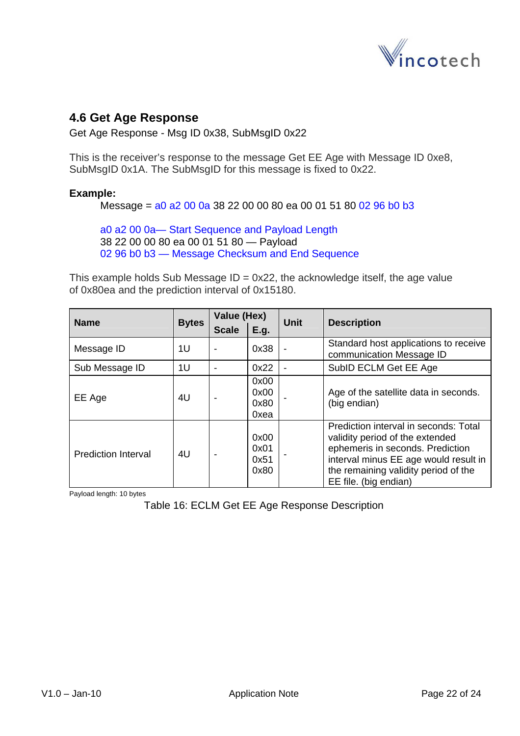## 4.6 Get Age Response

Get Age Response - Msg ID 0x38, SubMsgID 0x22

This is the receiver's response to the message Get EE Age with Message ID 0xe8, SubMsgID 0x1A. The SubMsgID for this message is fixed to 0x22.

**Example:**

Message = a0 a2 00 0a 38 22 00 00 80 ea 00 01 51 80 02 96 b0 b3

a0 a2 00 0a— Start Sequence and Payload Length
38 22 00 00 80 ea 00 01 51 80 — Payload
02 96 b0 b3 — Message Checksum and End Sequence

This example holds Sub Message ID = 0x22, the acknowledge itself, the age value of 0x80ea and the prediction interval of 0x15180.

| Name | Bytes | Value (Hex) | | Unit | Description |
|---|---|---|---|---|---|
| | | Scale | E.g. | | |
| Message ID | 1U | - | 0x38 | - | Standard host applications to receive communication Message ID |
| Sub Message ID | 1U | - | 0x22 | - | SubID ECLM Get EE Age |
| EE Age | 4U | - | 0x00 0x00 0x80 0xea | - | Age of the satellite data in seconds. (big endian) |
| Prediction Interval | 4U | - | 0x00 0x01 0x51 0x80 | - | Prediction interval in seconds: Total validity period of the extended ephemeris in seconds. Prediction interval minus EE age would result in the remaining validity period of the EE file. (big endian) |

Payload length: 10 bytes

Table 16: ECLM Get EE Age Response Description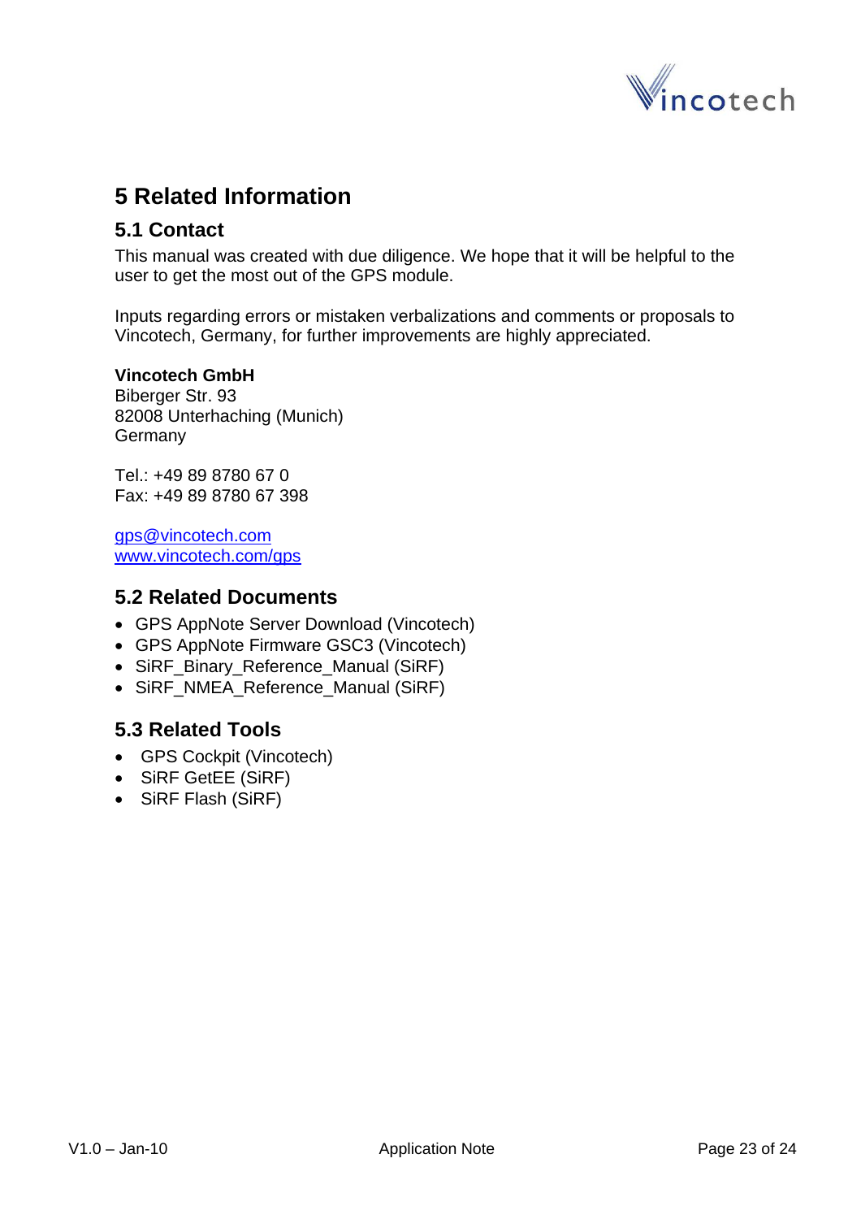# 5 Related Information

## 5.1 Contact

This manual was created with due diligence. We hope that it will be helpful to the user to get the most out of the GPS module.

Inputs regarding errors or mistaken verbalizations and comments or proposals to Vincotech, Germany, for further improvements are highly appreciated.

**Vincotech GmbH**
Biberger Str. 93
82008 Unterhaching (Munich)
Germany

Tel.: +49 89 8780 67 0
Fax: +49 89 8780 67 398

gps@vincotech.com
www.vincotech.com/gps

## 5.2 Related Documents

- GPS AppNote Server Download (Vincotech)
- GPS AppNote Firmware GSC3 (Vincotech)
- SiRF_Binary_Reference_Manual (SiRF)
- SiRF_NMEA_Reference_Manual (SiRF)

## 5.3 Related Tools

- GPS Cockpit (Vincotech)
- SiRF GetEE (SiRF)
- SiRF Flash (SiRF)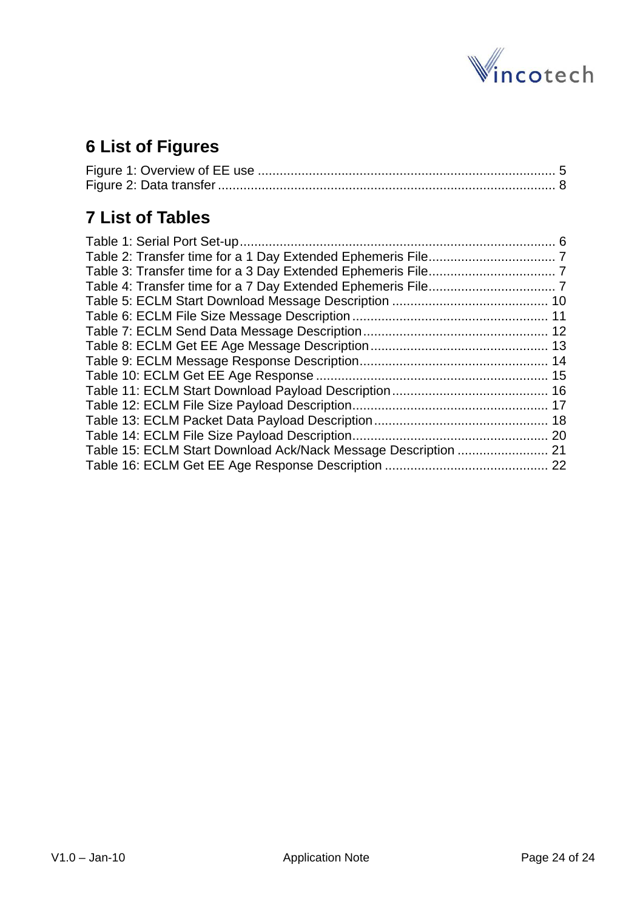# 6 List of Figures

Figure 1: Overview of EE use ................................................................................. 5
Figure 2: Data transfer ............................................................................................ 8

# 7 List of Tables

Table 1: Serial Port Set-up...................................................................................... 6
Table 2: Transfer time for a 1 Day Extended Ephemeris File.................................. 7
Table 3: Transfer time for a 3 Day Extended Ephemeris File.................................. 7
Table 4: Transfer time for a 7 Day Extended Ephemeris File.................................. 7
Table 5: ECLM Start Download Message Description ........................................... 10
Table 6: ECLM File Size Message Description...................................................... 11
Table 7: ECLM Send Data Message Description................................................... 12
Table 8: ECLM Get EE Age Message Description................................................. 13
Table 9: ECLM Message Response Description.................................................... 14
Table 10: ECLM Get EE Age Response ................................................................ 15
Table 11: ECLM Start Download Payload Description........................................... 16
Table 12: ECLM File Size Payload Description...................................................... 17
Table 13: ECLM Packet Data Payload Description................................................ 18
Table 14: ECLM File Size Payload Description...................................................... 20
Table 15: ECLM Start Download Ack/Nack Message Description ......................... 21
Table 16: ECLM Get EE Age Response Description ............................................. 22